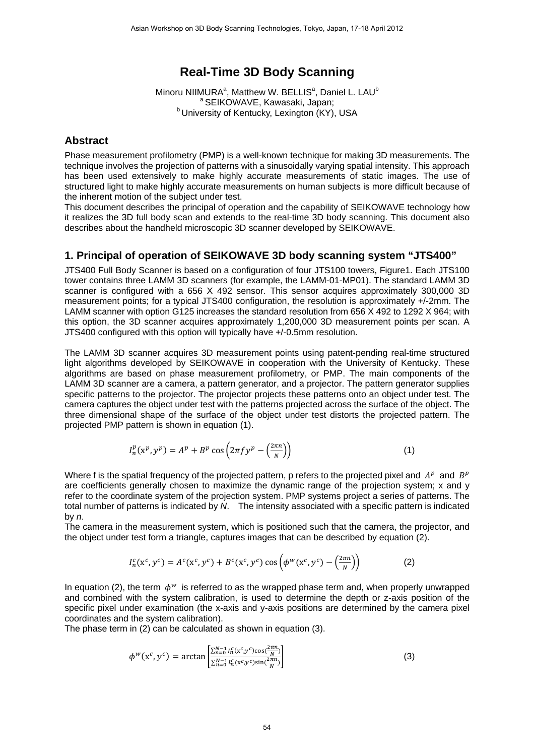# Real-Time 3D Body Scanning

Minoru NIIMURA[a], Matthew W. BELLIS[a], Daniel L. LAU[b]
[a] SEIKOWAVE, Kawasaki, Japan;
[b] University of Kentucky, Lexington (KY), USA

## Abstract

Phase measurement profilometry (PMP) is a well-known technique for making 3D measurements. The technique involves the projection of patterns with a sinusoidally varying spatial intensity. This approach has been used extensively to make highly accurate measurements of static images. The use of structured light to make highly accurate measurements on human subjects is more difficult because of the inherent motion of the subject under test.

This document describes the principal of operation and the capability of SEIKOWAVE technology how it realizes the 3D full body scan and extends to the real-time 3D body scanning. This document also describes about the handheld microscopic 3D scanner developed by SEIKOWAVE.

## 1. Principal of operation of SEIKOWAVE 3D body scanning system "JTS400"

JTS400 Full Body Scanner is based on a configuration of four JTS100 towers, Figure1. Each JTS100 tower contains three LAMM 3D scanners (for example, the LAMM-01-MP01). The standard LAMM 3D scanner is configured with a 656 X 492 sensor. This sensor acquires approximately 300,000 3D measurement points; for a typical JTS400 configuration, the resolution is approximately +/-2mm. The LAMM scanner with option G125 increases the standard resolution from 656 X 492 to 1292 X 964; with this option, the 3D scanner acquires approximately 1,200,000 3D measurement points per scan. A JTS400 configured with this option will typically have +/-0.5mm resolution.

The LAMM 3D scanner acquires 3D measurement points using patent-pending real-time structured light algorithms developed by SEIKOWAVE in cooperation with the University of Kentucky. These algorithms are based on phase measurement profilometry, or PMP. The main components of the LAMM 3D scanner are a camera, a pattern generator, and a projector. The pattern generator supplies specific patterns to the projector. The projector projects these patterns onto an object under test. The camera captures the object under test with the patterns projected across the surface of the object. The three dimensional shape of the surface of the object under test distorts the projected pattern. The projected PMP pattern is shown in equation (1).

$$I_n^p(x^p, y^p) = A^p + B^p \cos\left(2\pi f y^p - \left(\frac{2\pi n}{N}\right)\right) \quad (1)$$

Where f is the spatial frequency of the projected pattern, p refers to the projected pixel and $A^p$ and $B^p$ are coefficients generally chosen to maximize the dynamic range of the projection system; x and y refer to the coordinate system of the projection system. PMP systems project a series of patterns. The total number of patterns is indicated by *N*. The intensity associated with a specific pattern is indicated by *n*.

The camera in the measurement system, which is positioned such that the camera, the projector, and the object under test form a triangle, captures images that can be described by equation (2).

$$I_n^c(x^c, y^c) = A^c(x^c, y^c) + B^c(x^c, y^c) \cos\left(\phi^w(x^c, y^c) - \left(\frac{2\pi n}{N}\right)\right) \quad (2)$$

In equation (2), the term $\phi^w$ is referred to as the wrapped phase term and, when properly unwrapped and combined with the system calibration, is used to determine the depth or z-axis position of the specific pixel under examination (the x-axis and y-axis positions are determined by the camera pixel coordinates and the system calibration).

The phase term in (2) can be calculated as shown in equation (3).

$$\phi^w(x^c, y^c) = \arctan\left[\frac{\sum_{n=0}^{N-1} I_n^c(x^c, y^c)\cos(\frac{2\pi n}{N})}{\sum_{n=0}^{N-1} I_n^c(x^c, y^c)\sin(\frac{2\pi n}{N})}\right] \quad (3)$$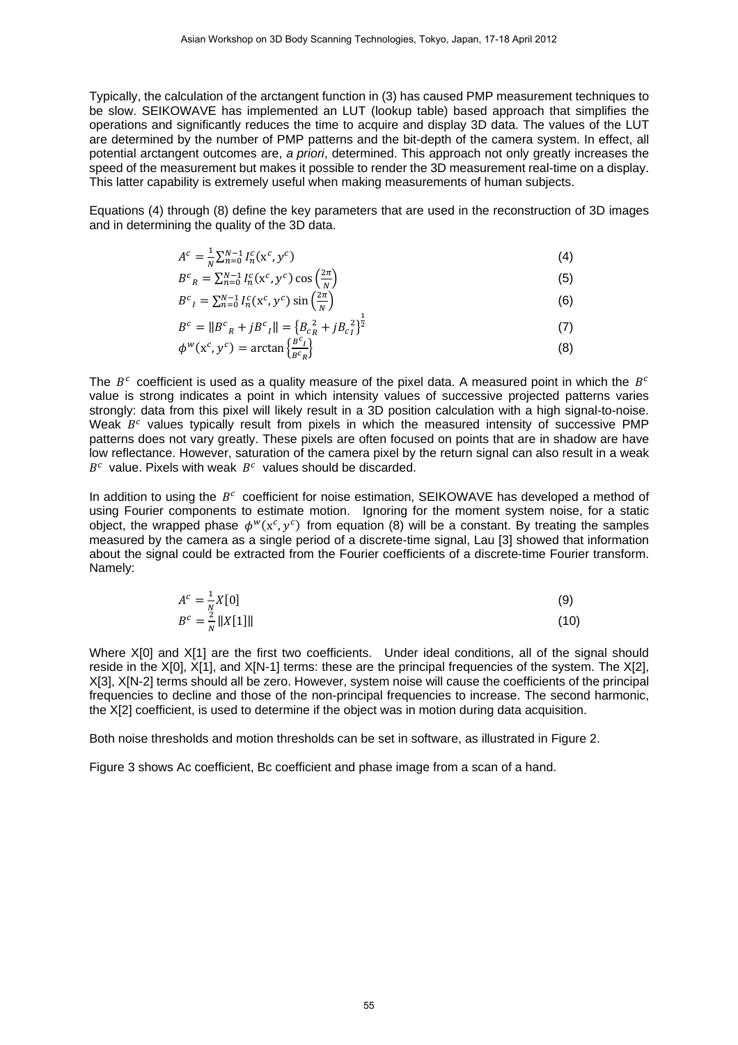Typically, the calculation of the arctangent function in (3) has caused PMP measurement techniques to be slow. SEIKOWAVE has implemented an LUT (lookup table) based approach that simplifies the operations and significantly reduces the time to acquire and display 3D data. The values of the LUT are determined by the number of PMP patterns and the bit-depth of the camera system. In effect, all potential arctangent outcomes are, *a priori*, determined. This approach not only greatly increases the speed of the measurement but makes it possible to render the 3D measurement real-time on a display. This latter capability is extremely useful when making measurements of human subjects.

Equations (4) through (8) define the key parameters that are used in the reconstruction of 3D images and in determining the quality of the 3D data.

$$A^c = \frac{1}{N}\sum_{n=0}^{N-1} I_n^c(\mathrm{x}^c, y^c) \tag{4}$$

$$B^c{}_R = \sum_{n=0}^{N-1} I_n^c(\mathrm{x}^c, y^c)\cos\left(\frac{2\pi}{N}\right) \tag{5}$$

$$B^c{}_I = \sum_{n=0}^{N-1} I_n^c(\mathrm{x}^c, y^c)\sin\left(\frac{2\pi}{N}\right) \tag{6}$$

$$B^c = \|B^c{}_R + jB^c{}_I\| = \left\{B_{c_R}^{\ 2} + jB_{c_I}^{\ 2}\right\}^{\frac{1}{2}} \tag{7}$$

$$\phi^w(\mathrm{x}^c, y^c) = \arctan\left\{\frac{B^c{}_I}{B^c{}_R}\right\} \tag{8}$$

The $B^c$ coefficient is used as a quality measure of the pixel data. A measured point in which the $B^c$ value is strong indicates a point in which intensity values of successive projected patterns varies strongly: data from this pixel will likely result in a 3D position calculation with a high signal-to-noise. Weak $B^c$ values typically result from pixels in which the measured intensity of successive PMP patterns does not vary greatly. These pixels are often focused on points that are in shadow are have low reflectance. However, saturation of the camera pixel by the return signal can also result in a weak $B^c$ value. Pixels with weak $B^c$ values should be discarded.

In addition to using the $B^c$ coefficient for noise estimation, SEIKOWAVE has developed a method of using Fourier components to estimate motion. Ignoring for the moment system noise, for a static object, the wrapped phase $\phi^w(\mathrm{x}^c, y^c)$ from equation (8) will be a constant. By treating the samples measured by the camera as a single period of a discrete-time signal, Lau [3] showed that information about the signal could be extracted from the Fourier coefficients of a discrete-time Fourier transform. Namely:

$$A^c = \frac{1}{N}X[0] \tag{9}$$

$$B^c = \frac{2}{N}\|X[1]\| \tag{10}$$

Where X[0] and X[1] are the first two coefficients. Under ideal conditions, all of the signal should reside in the X[0], X[1], and X[N-1] terms: these are the principal frequencies of the system. The X[2], X[3], X[N-2] terms should all be zero. However, system noise will cause the coefficients of the principal frequencies to decline and those of the non-principal frequencies to increase. The second harmonic, the X[2] coefficient, is used to determine if the object was in motion during data acquisition.

Both noise thresholds and motion thresholds can be set in software, as illustrated in Figure 2.

Figure 3 shows Ac coefficient, Bc coefficient and phase image from a scan of a hand.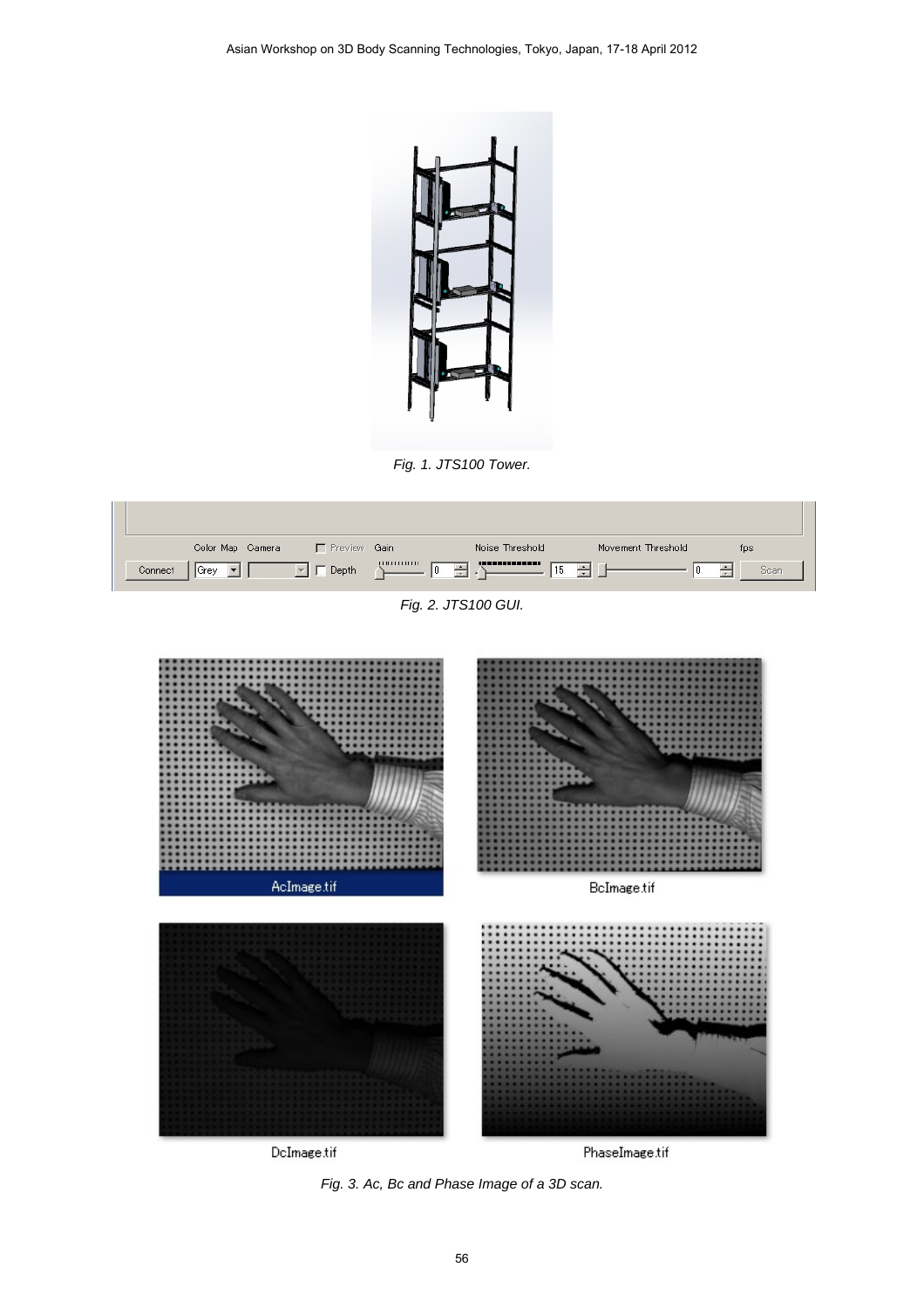Fig. 1. JTS100 Tower.

Fig. 2. JTS100 GUI.

Fig. 3. Ac, Bc and Phase Image of a 3D scan.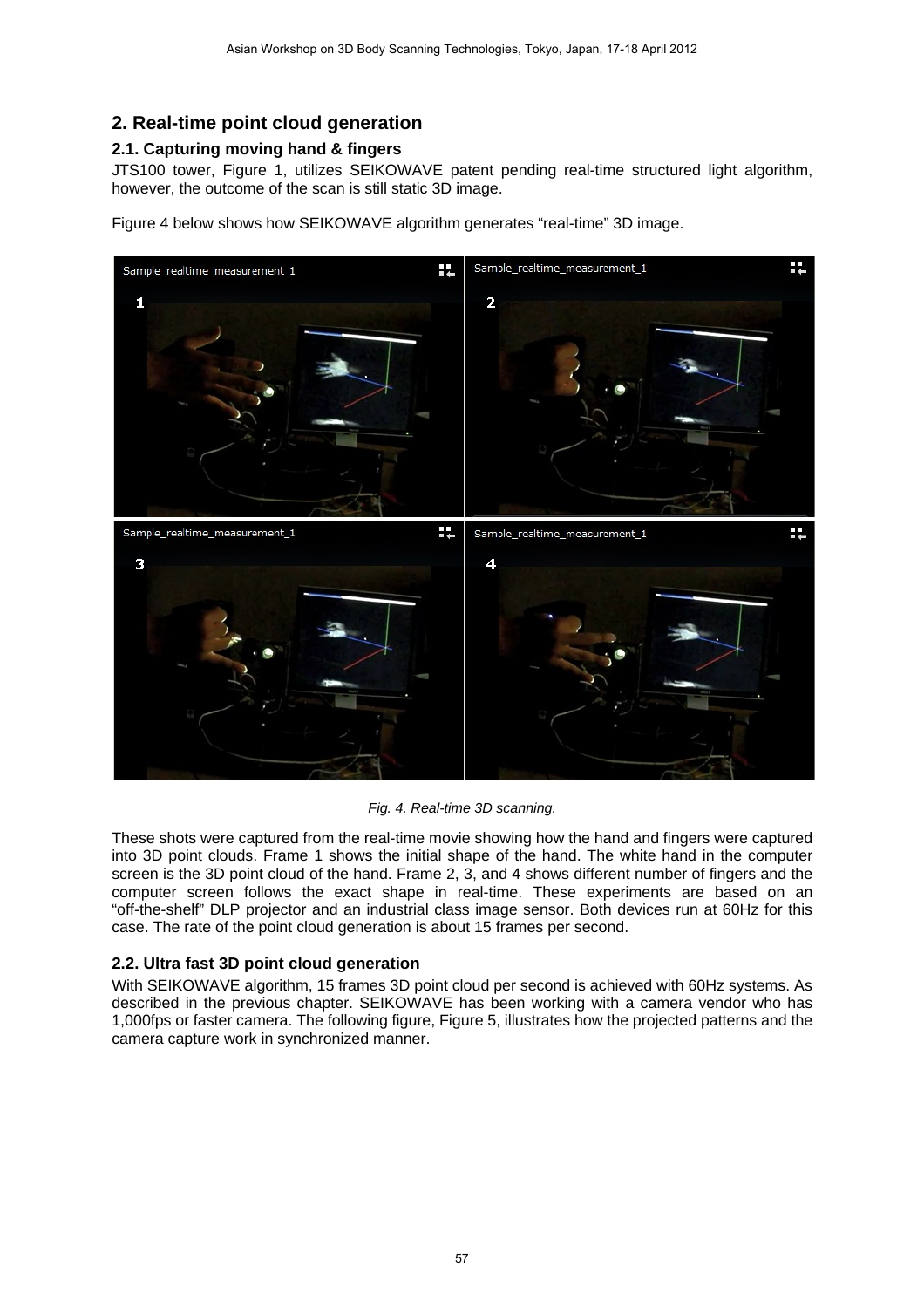## 2. Real-time point cloud generation

### 2.1. Capturing moving hand & fingers

JTS100 tower, Figure 1, utilizes SEIKOWAVE patent pending real-time structured light algorithm, however, the outcome of the scan is still static 3D image.

Figure 4 below shows how SEIKOWAVE algorithm generates "real-time" 3D image.

*Fig. 4. Real-time 3D scanning.*

These shots were captured from the real-time movie showing how the hand and fingers were captured into 3D point clouds. Frame 1 shows the initial shape of the hand. The white hand in the computer screen is the 3D point cloud of the hand. Frame 2, 3, and 4 shows different number of fingers and the computer screen follows the exact shape in real-time. These experiments are based on an "off-the-shelf" DLP projector and an industrial class image sensor. Both devices run at 60Hz for this case. The rate of the point cloud generation is about 15 frames per second.

### 2.2. Ultra fast 3D point cloud generation

With SEIKOWAVE algorithm, 15 frames 3D point cloud per second is achieved with 60Hz systems. As described in the previous chapter. SEIKOWAVE has been working with a camera vendor who has 1,000fps or faster camera. The following figure, Figure 5, illustrates how the projected patterns and the camera capture work in synchronized manner.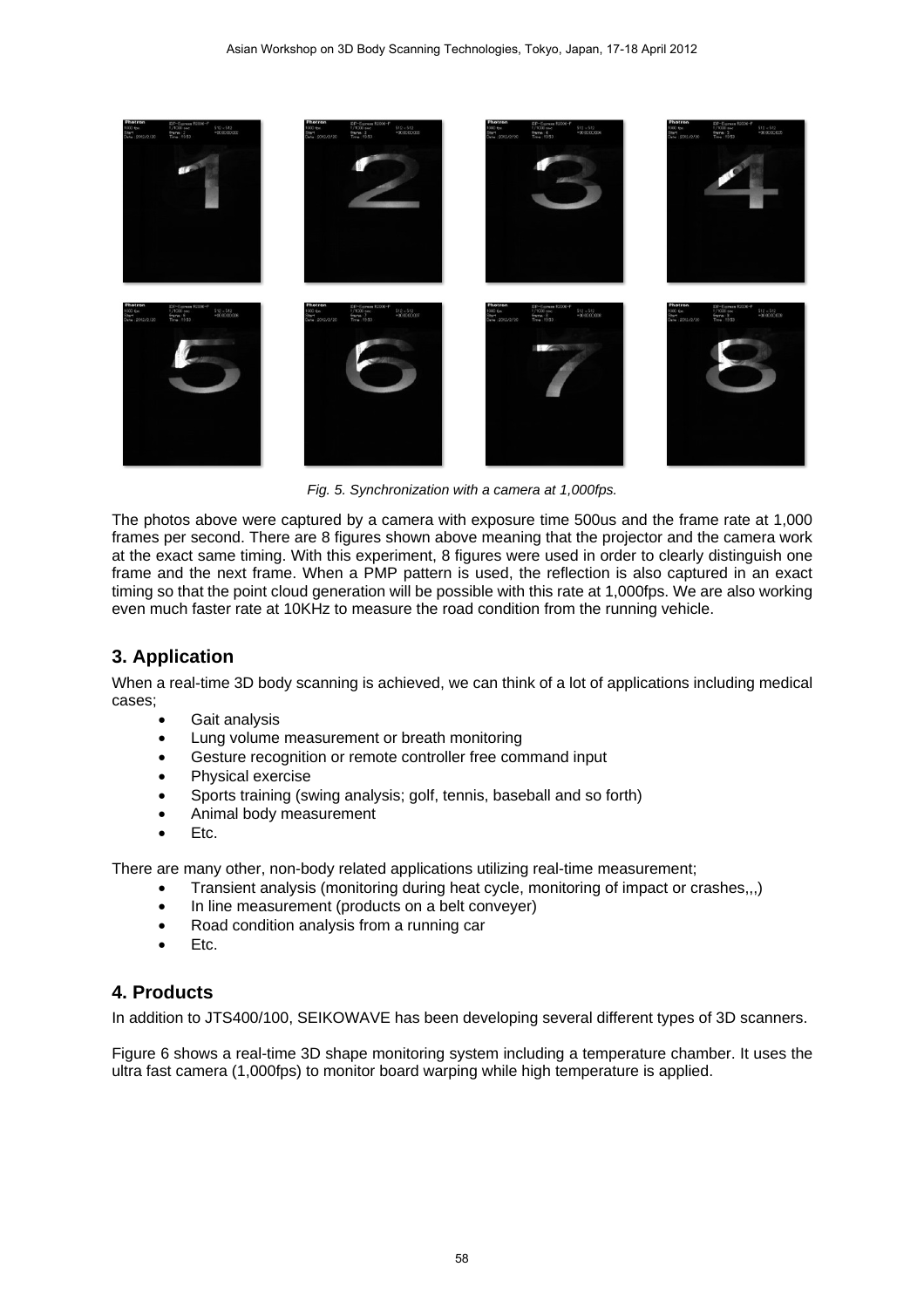*Fig. 5. Synchronization with a camera at 1,000fps.*

The photos above were captured by a camera with exposure time 500us and the frame rate at 1,000 frames per second. There are 8 figures shown above meaning that the projector and the camera work at the exact same timing. With this experiment, 8 figures were used in order to clearly distinguish one frame and the next frame. When a PMP pattern is used, the reflection is also captured in an exact timing so that the point cloud generation will be possible with this rate at 1,000fps. We are also working even much faster rate at 10KHz to measure the road condition from the running vehicle.

## 3. Application

When a real-time 3D body scanning is achieved, we can think of a lot of applications including medical cases;

- Gait analysis
- Lung volume measurement or breath monitoring
- Gesture recognition or remote controller free command input
- Physical exercise
- Sports training (swing analysis; golf, tennis, baseball and so forth)
- Animal body measurement
- Etc.

There are many other, non-body related applications utilizing real-time measurement;

- Transient analysis (monitoring during heat cycle, monitoring of impact or crashes,,,)
- In line measurement (products on a belt conveyer)
- Road condition analysis from a running car
- Etc.

## 4. Products

In addition to JTS400/100, SEIKOWAVE has been developing several different types of 3D scanners.

Figure 6 shows a real-time 3D shape monitoring system including a temperature chamber. It uses the ultra fast camera (1,000fps) to monitor board warping while high temperature is applied.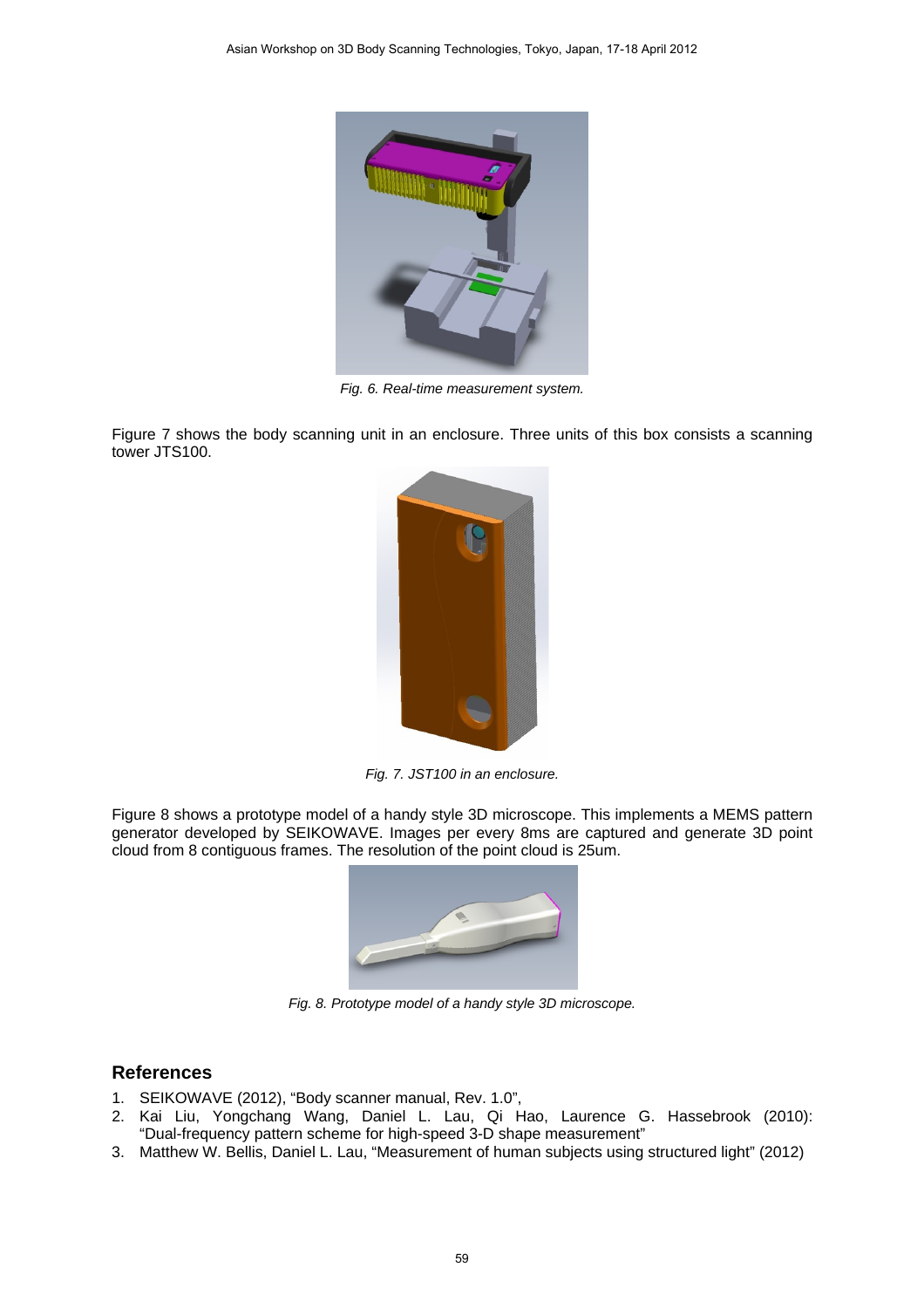Fig. 6. Real-time measurement system.

Figure 7 shows the body scanning unit in an enclosure. Three units of this box consists a scanning tower JTS100.

Fig. 7. JST100 in an enclosure.

Figure 8 shows a prototype model of a handy style 3D microscope. This implements a MEMS pattern generator developed by SEIKOWAVE. Images per every 8ms are captured and generate 3D point cloud from 8 contiguous frames. The resolution of the point cloud is 25um.

Fig. 8. Prototype model of a handy style 3D microscope.

## References

1. SEIKOWAVE (2012), "Body scanner manual, Rev. 1.0",
2. Kai Liu, Yongchang Wang, Daniel L. Lau, Qi Hao, Laurence G. Hassebrook (2010): "Dual-frequency pattern scheme for high-speed 3-D shape measurement"
3. Matthew W. Bellis, Daniel L. Lau, "Measurement of human subjects using structured light" (2012)